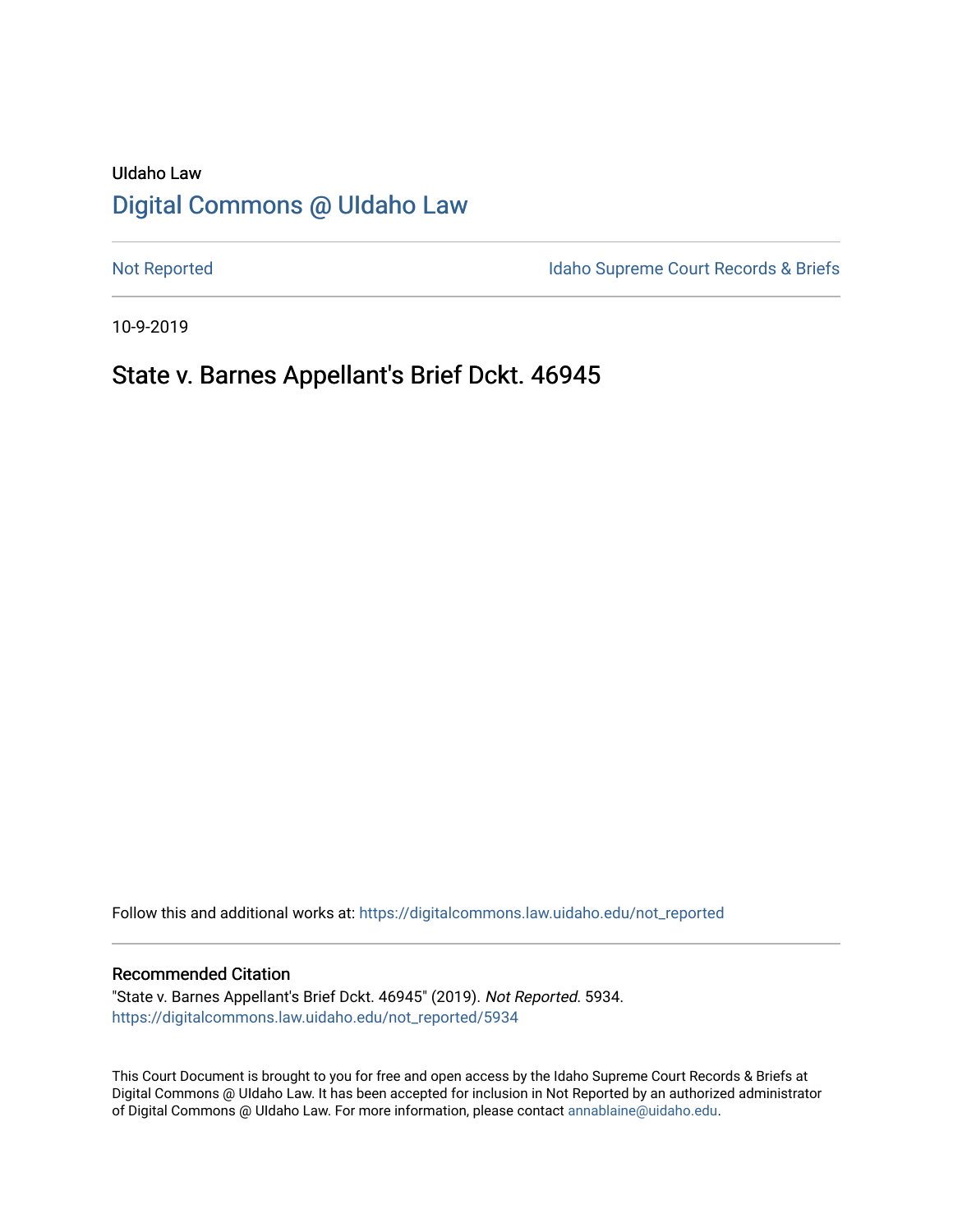UIdaho Law

# Digital Commons @ UIdaho Law

Not Reported

Idaho Supreme Court Records & Briefs

10-9-2019

## State v. Barnes Appellant's Brief Dckt. 46945

Follow this and additional works at: https://digitalcommons.law.uidaho.edu/not_reported

### Recommended Citation

"State v. Barnes Appellant's Brief Dckt. 46945" (2019). *Not Reported*. 5934.
https://digitalcommons.law.uidaho.edu/not_reported/5934

This Court Document is brought to you for free and open access by the Idaho Supreme Court Records & Briefs at Digital Commons @ UIdaho Law. It has been accepted for inclusion in Not Reported by an authorized administrator of Digital Commons @ UIdaho Law. For more information, please contact annablaine@uidaho.edu.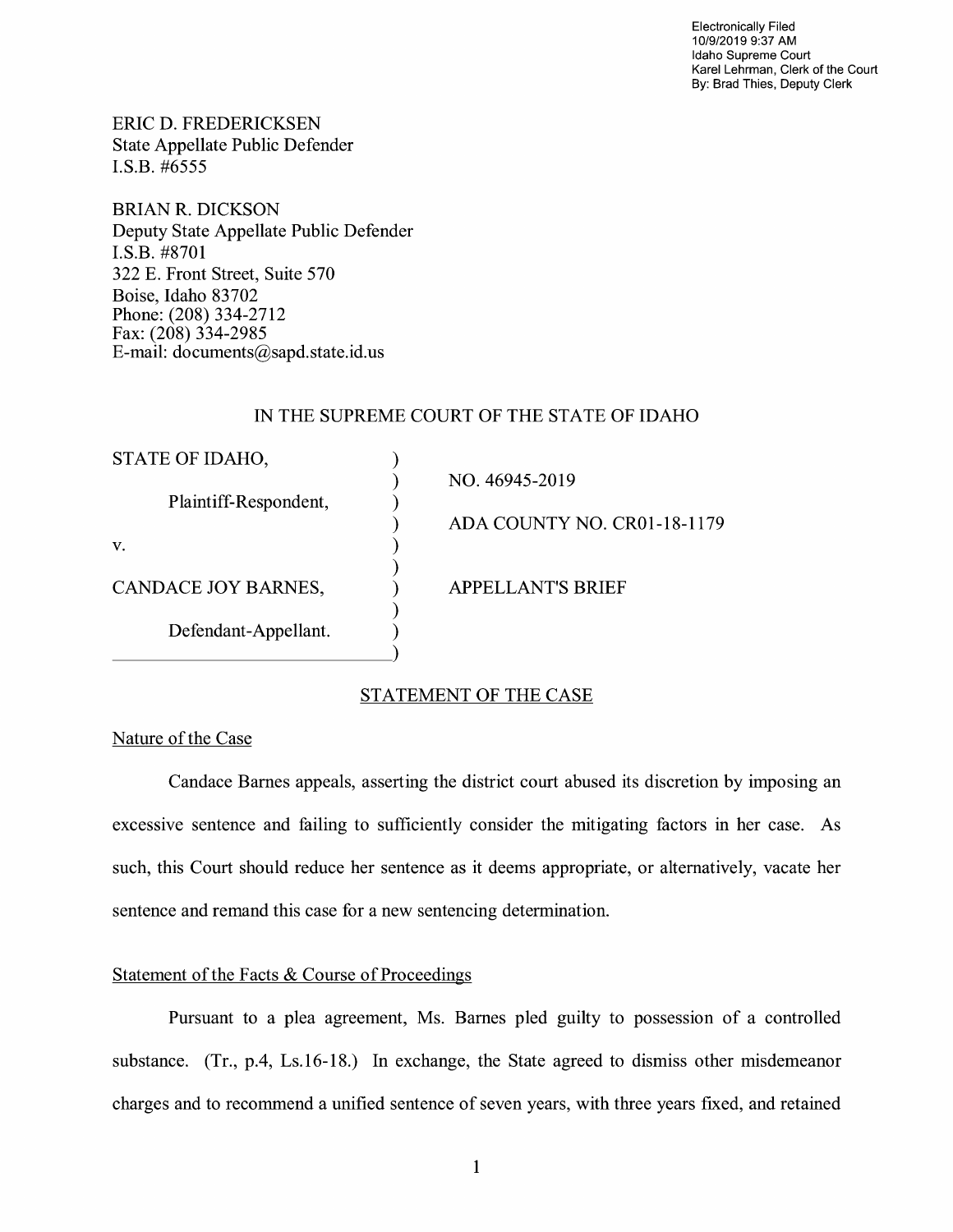Electronically Filed
10/9/2019 9:37 AM
Idaho Supreme Court
Karel Lehrman, Clerk of the Court
By: Brad Thies, Deputy Clerk

ERIC D. FREDERICKSEN
State Appellate Public Defender
I.S.B. #6555

BRIAN R. DICKSON
Deputy State Appellate Public Defender
I.S.B. #8701
322 E. Front Street, Suite 570
Boise, Idaho 83702
Phone: (208) 334-2712
Fax: (208) 334-2985
E-mail: documents@sapd.state.id.us

IN THE SUPREME COURT OF THE STATE OF IDAHO

| | | |
|---|---|---|
| STATE OF IDAHO, | ) | |
| | ) | NO. 46945-2019 |
| Plaintiff-Respondent, | ) | |
| | ) | ADA COUNTY NO. CR01-18-1179 |
| v. | ) | |
| | ) | |
| CANDACE JOY BARNES, | ) | APPELLANT'S BRIEF |
| | ) | |
| Defendant-Appellant. | ) | |
| | ) | |

## STATEMENT OF THE CASE

### Nature of the Case

Candace Barnes appeals, asserting the district court abused its discretion by imposing an excessive sentence and failing to sufficiently consider the mitigating factors in her case. As such, this Court should reduce her sentence as it deems appropriate, or alternatively, vacate her sentence and remand this case for a new sentencing determination.

### Statement of the Facts & Course of Proceedings

Pursuant to a plea agreement, Ms. Barnes pled guilty to possession of a controlled substance. (Tr., p.4, Ls.16-18.) In exchange, the State agreed to dismiss other misdemeanor charges and to recommend a unified sentence of seven years, with three years fixed, and retained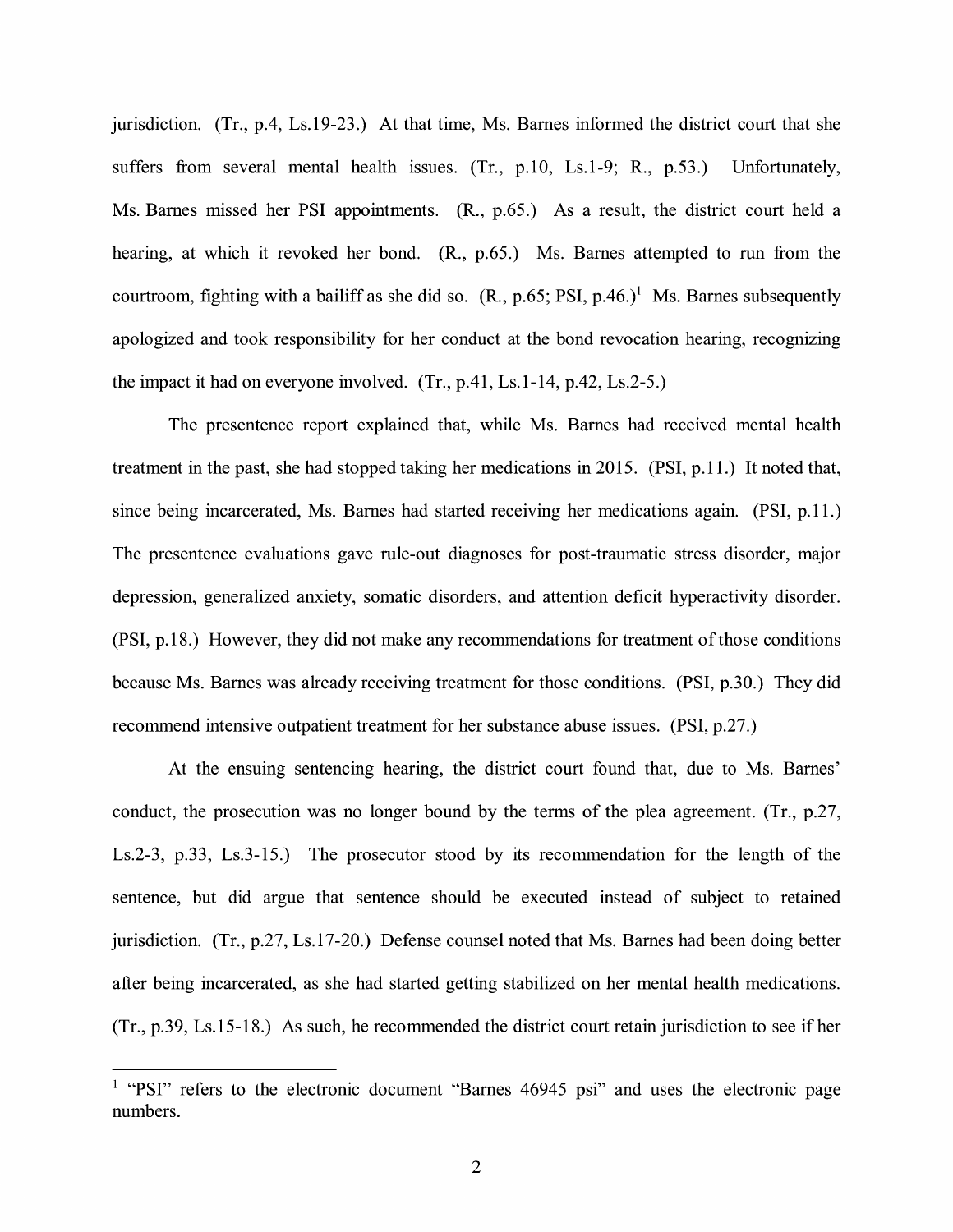jurisdiction. (Tr., p.4, Ls.19-23.) At that time, Ms. Barnes informed the district court that she suffers from several mental health issues. (Tr., p.10, Ls.1-9; R., p.53.) Unfortunately, Ms. Barnes missed her PSI appointments. (R., p.65.) As a result, the district court held a hearing, at which it revoked her bond. (R., p.65.) Ms. Barnes attempted to run from the courtroom, fighting with a bailiff as she did so. (R., p.65; PSI, p.46.)[1] Ms. Barnes subsequently apologized and took responsibility for her conduct at the bond revocation hearing, recognizing the impact it had on everyone involved. (Tr., p.41, Ls.1-14, p.42, Ls.2-5.)

The presentence report explained that, while Ms. Barnes had received mental health treatment in the past, she had stopped taking her medications in 2015. (PSI, p.11.) It noted that, since being incarcerated, Ms. Barnes had started receiving her medications again. (PSI, p.11.) The presentence evaluations gave rule-out diagnoses for post-traumatic stress disorder, major depression, generalized anxiety, somatic disorders, and attention deficit hyperactivity disorder. (PSI, p.18.) However, they did not make any recommendations for treatment of those conditions because Ms. Barnes was already receiving treatment for those conditions. (PSI, p.30.) They did recommend intensive outpatient treatment for her substance abuse issues. (PSI, p.27.)

At the ensuing sentencing hearing, the district court found that, due to Ms. Barnes' conduct, the prosecution was no longer bound by the terms of the plea agreement. (Tr., p.27, Ls.2-3, p.33, Ls.3-15.) The prosecutor stood by its recommendation for the length of the sentence, but did argue that sentence should be executed instead of subject to retained jurisdiction. (Tr., p.27, Ls.17-20.) Defense counsel noted that Ms. Barnes had been doing better after being incarcerated, as she had started getting stabilized on her mental health medications. (Tr., p.39, Ls.15-18.) As such, he recommended the district court retain jurisdiction to see if her

---

[1] "PSI" refers to the electronic document "Barnes 46945 psi" and uses the electronic page numbers.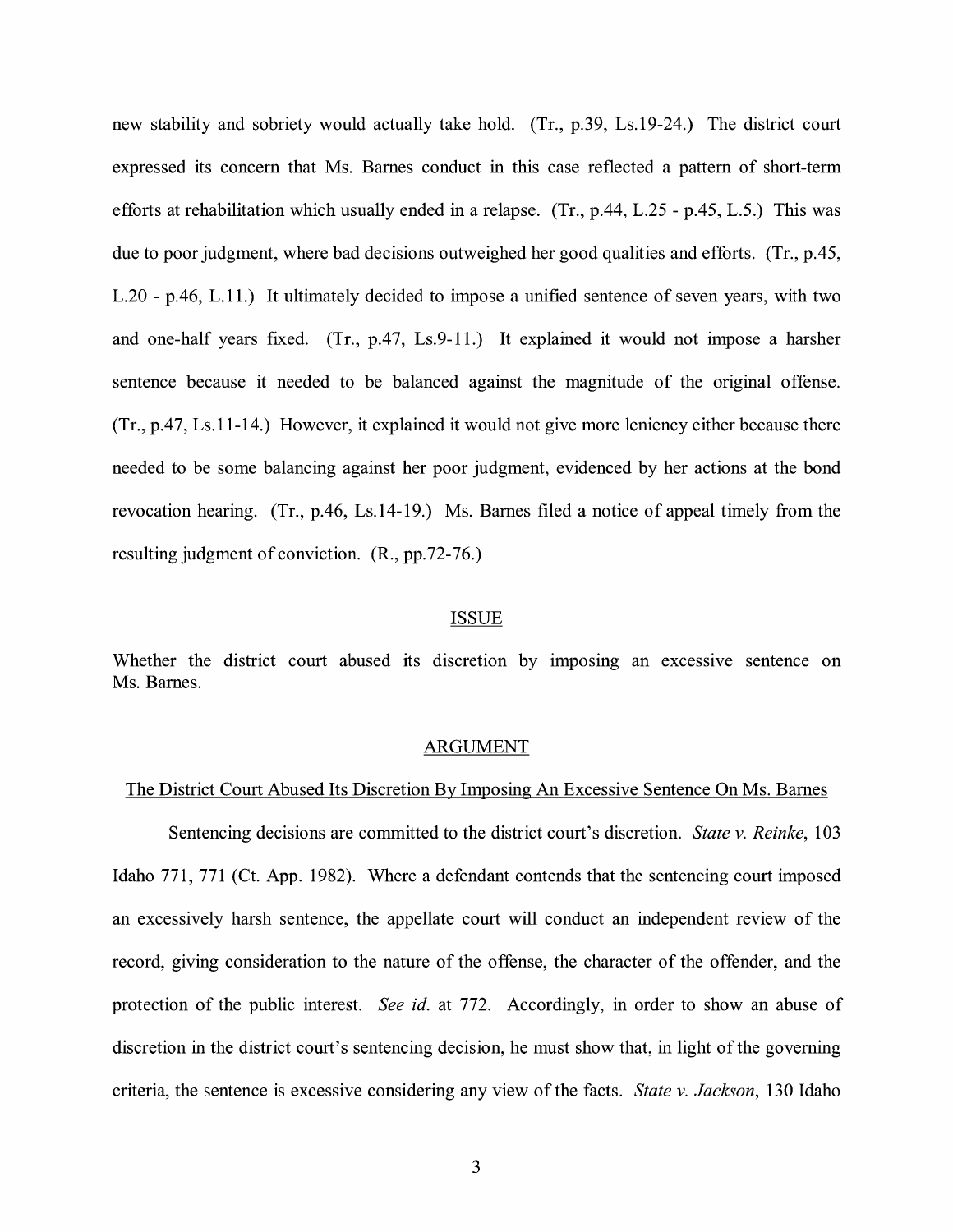new stability and sobriety would actually take hold. (Tr., p.39, Ls.19-24.) The district court expressed its concern that Ms. Barnes conduct in this case reflected a pattern of short-term efforts at rehabilitation which usually ended in a relapse. (Tr., p.44, L.25 - p.45, L.5.) This was due to poor judgment, where bad decisions outweighed her good qualities and efforts. (Tr., p.45, L.20 - p.46, L.11.) It ultimately decided to impose a unified sentence of seven years, with two and one-half years fixed. (Tr., p.47, Ls.9-11.) It explained it would not impose a harsher sentence because it needed to be balanced against the magnitude of the original offense. (Tr., p.47, Ls.11-14.) However, it explained it would not give more leniency either because there needed to be some balancing against her poor judgment, evidenced by her actions at the bond revocation hearing. (Tr., p.46, Ls.14-19.) Ms. Barnes filed a notice of appeal timely from the resulting judgment of conviction. (R., pp.72-76.)

## ISSUE

Whether the district court abused its discretion by imposing an excessive sentence on Ms. Barnes.

## ARGUMENT

### The District Court Abused Its Discretion By Imposing An Excessive Sentence On Ms. Barnes

Sentencing decisions are committed to the district court's discretion. *State v. Reinke*, 103 Idaho 771, 771 (Ct. App. 1982). Where a defendant contends that the sentencing court imposed an excessively harsh sentence, the appellate court will conduct an independent review of the record, giving consideration to the nature of the offense, the character of the offender, and the protection of the public interest. *See id.* at 772. Accordingly, in order to show an abuse of discretion in the district court's sentencing decision, he must show that, in light of the governing criteria, the sentence is excessive considering any view of the facts. *State v. Jackson*, 130 Idaho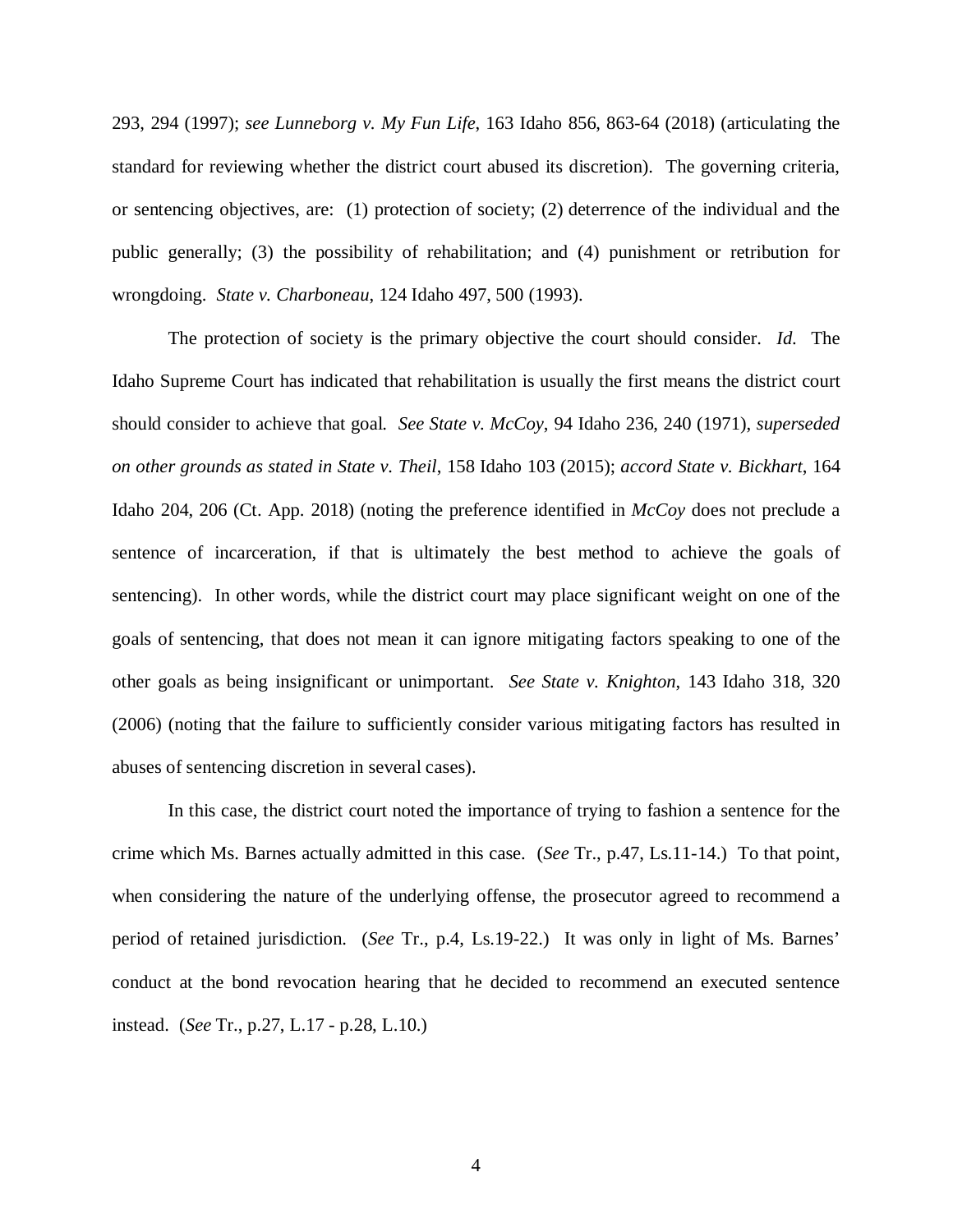293, 294 (1997); *see Lunneborg v. My Fun Life*, 163 Idaho 856, 863-64 (2018) (articulating the standard for reviewing whether the district court abused its discretion). The governing criteria, or sentencing objectives, are: (1) protection of society; (2) deterrence of the individual and the public generally; (3) the possibility of rehabilitation; and (4) punishment or retribution for wrongdoing. *State v. Charboneau*, 124 Idaho 497, 500 (1993).

The protection of society is the primary objective the court should consider. *Id.* The Idaho Supreme Court has indicated that rehabilitation is usually the first means the district court should consider to achieve that goal. *See State v. McCoy*, 94 Idaho 236, 240 (1971), *superseded on other grounds as stated in State v. Theil*, 158 Idaho 103 (2015); *accord State v. Bickhart*, 164 Idaho 204, 206 (Ct. App. 2018) (noting the preference identified in *McCoy* does not preclude a sentence of incarceration, if that is ultimately the best method to achieve the goals of sentencing). In other words, while the district court may place significant weight on one of the goals of sentencing, that does not mean it can ignore mitigating factors speaking to one of the other goals as being insignificant or unimportant. *See State v. Knighton*, 143 Idaho 318, 320 (2006) (noting that the failure to sufficiently consider various mitigating factors has resulted in abuses of sentencing discretion in several cases).

In this case, the district court noted the importance of trying to fashion a sentence for the crime which Ms. Barnes actually admitted in this case. (*See* Tr., p.47, Ls.11-14.) To that point, when considering the nature of the underlying offense, the prosecutor agreed to recommend a period of retained jurisdiction. (*See* Tr., p.4, Ls.19-22.) It was only in light of Ms. Barnes' conduct at the bond revocation hearing that he decided to recommend an executed sentence instead. (*See* Tr., p.27, L.17 - p.28, L.10.)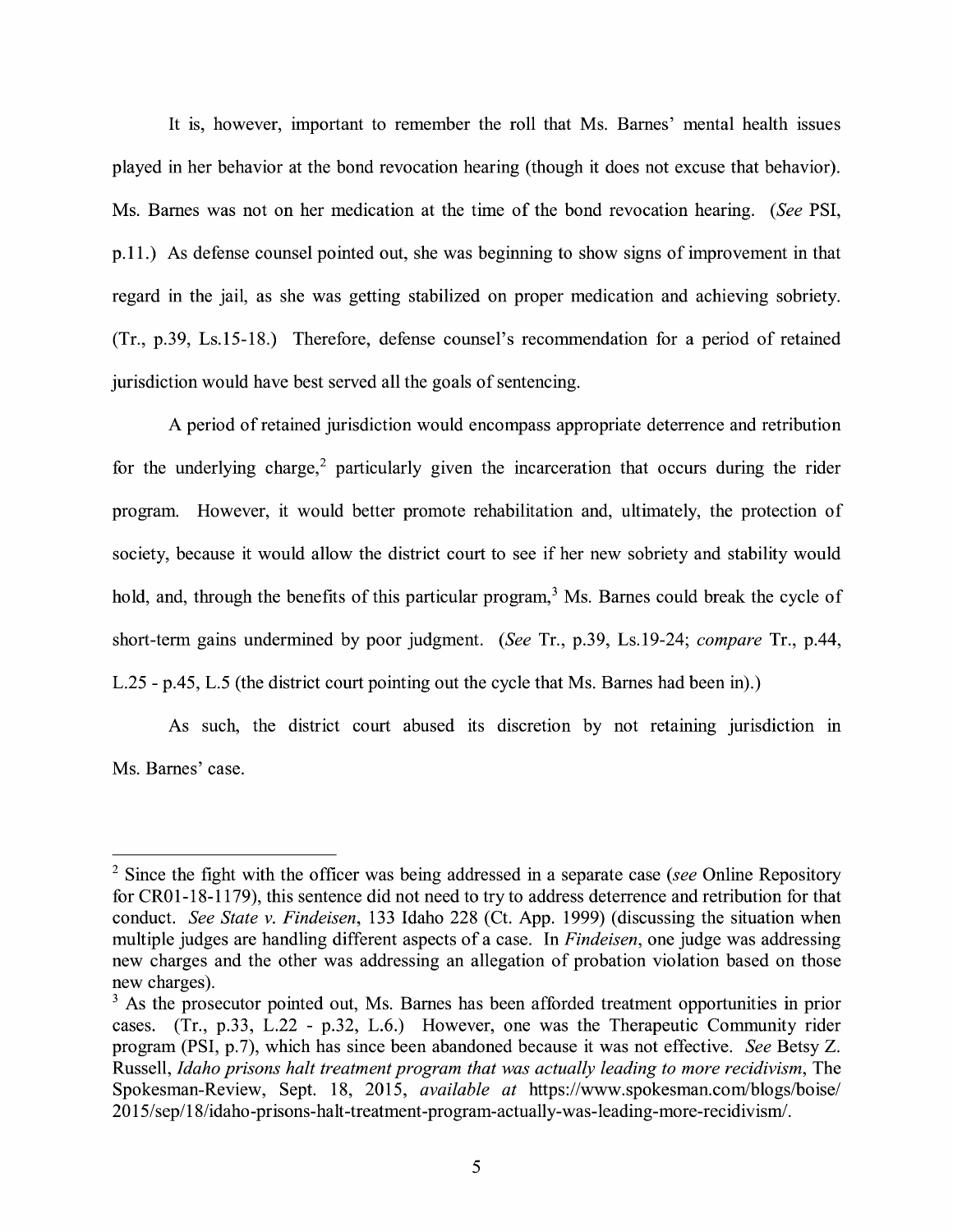It is, however, important to remember the roll that Ms. Barnes' mental health issues played in her behavior at the bond revocation hearing (though it does not excuse that behavior). Ms. Barnes was not on her medication at the time of the bond revocation hearing. (*See* PSI, p.11.) As defense counsel pointed out, she was beginning to show signs of improvement in that regard in the jail, as she was getting stabilized on proper medication and achieving sobriety. (Tr., p.39, Ls.15-18.) Therefore, defense counsel's recommendation for a period of retained jurisdiction would have best served all the goals of sentencing.

A period of retained jurisdiction would encompass appropriate deterrence and retribution for the underlying charge,[2] particularly given the incarceration that occurs during the rider program. However, it would better promote rehabilitation and, ultimately, the protection of society, because it would allow the district court to see if her new sobriety and stability would hold, and, through the benefits of this particular program,[3] Ms. Barnes could break the cycle of short-term gains undermined by poor judgment. (*See* Tr., p.39, Ls.19-24; *compare* Tr., p.44, L.25 - p.45, L.5 (the district court pointing out the cycle that Ms. Barnes had been in).)

As such, the district court abused its discretion by not retaining jurisdiction in Ms. Barnes' case.

---

[2] Since the fight with the officer was being addressed in a separate case (*see* Online Repository for CR01-18-1179), this sentence did not need to try to address deterrence and retribution for that conduct. *See State v. Findeisen*, 133 Idaho 228 (Ct. App. 1999) (discussing the situation when multiple judges are handling different aspects of a case. In *Findeisen*, one judge was addressing new charges and the other was addressing an allegation of probation violation based on those new charges).

[3] As the prosecutor pointed out, Ms. Barnes has been afforded treatment opportunities in prior cases. (Tr., p.33, L.22 - p.32, L.6.) However, one was the Therapeutic Community rider program (PSI, p.7), which has since been abandoned because it was not effective. *See* Betsy Z. Russell, *Idaho prisons halt treatment program that was actually leading to more recidivism*, The Spokesman-Review, Sept. 18, 2015, *available at* https://www.spokesman.com/blogs/boise/2015/sep/18/idaho-prisons-halt-treatment-program-actually-was-leading-more-recidivism/.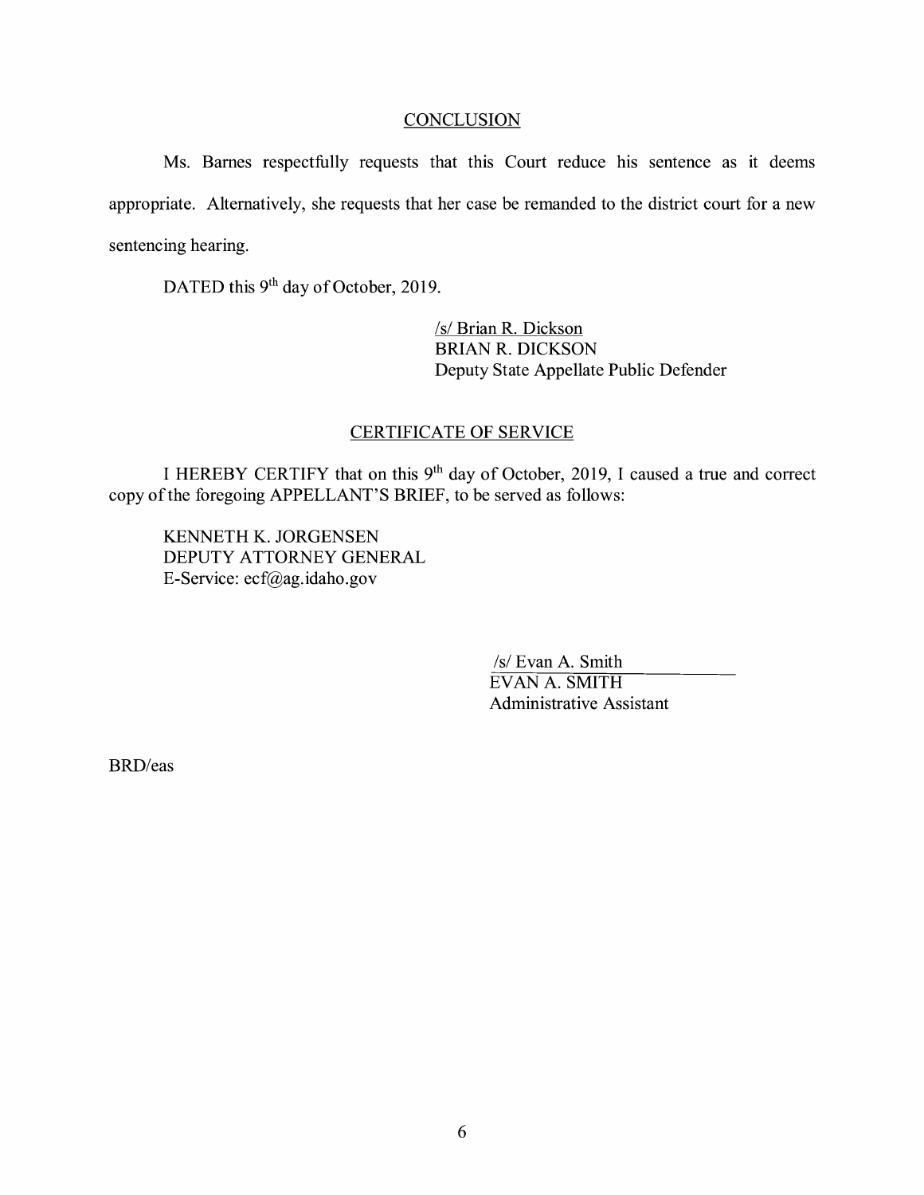## CONCLUSION

Ms. Barnes respectfully requests that this Court reduce his sentence as it deems appropriate. Alternatively, she requests that her case be remanded to the district court for a new sentencing hearing.

DATED this 9th day of October, 2019.

/s/ Brian R. Dickson
BRIAN R. DICKSON
Deputy State Appellate Public Defender

## CERTIFICATE OF SERVICE

I HEREBY CERTIFY that on this 9th day of October, 2019, I caused a true and correct copy of the foregoing APPELLANT'S BRIEF, to be served as follows:

KENNETH K. JORGENSEN
DEPUTY ATTORNEY GENERAL
E-Service: ecf@ag.idaho.gov

/s/ Evan A. Smith
EVAN A. SMITH
Administrative Assistant

BRD/eas